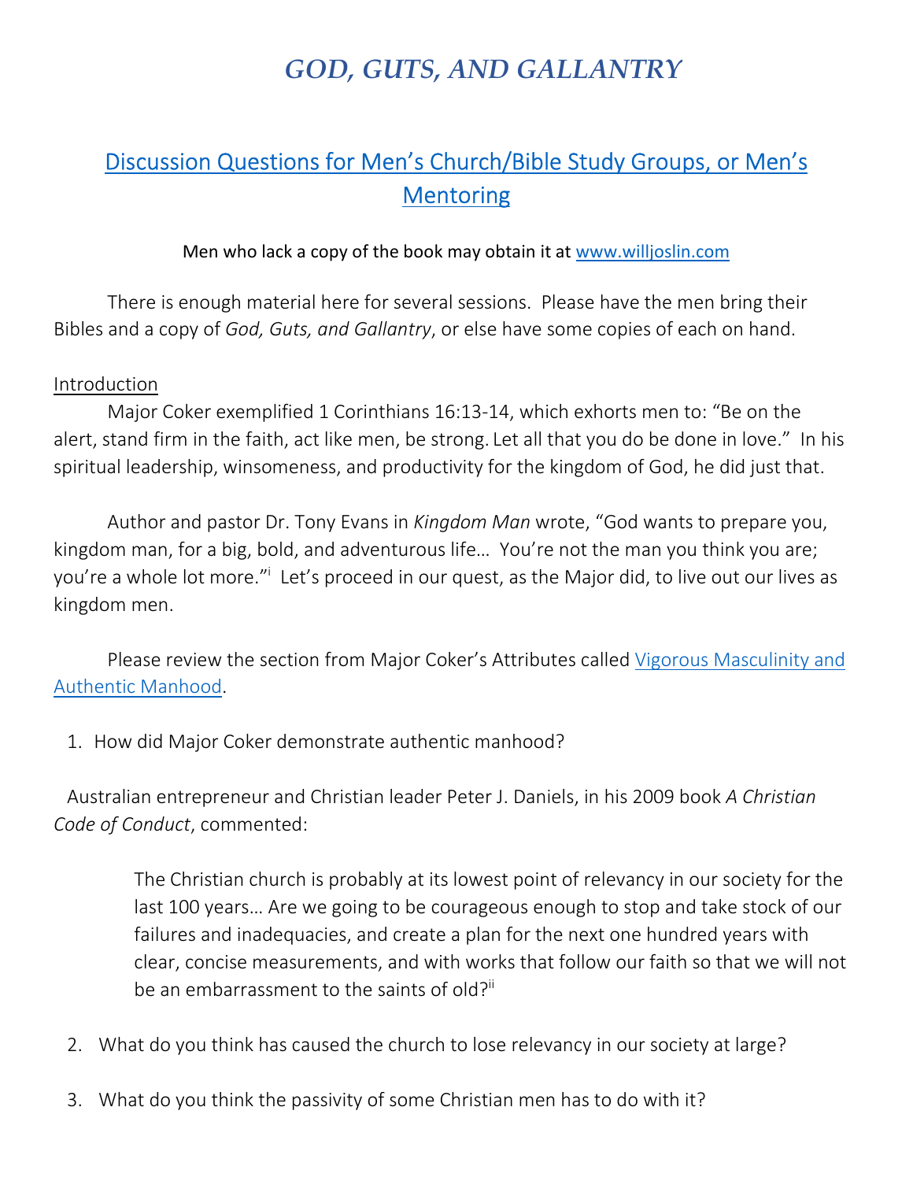# *GOD, GUTS, AND GALLANTRY*

## Discussion Questions for Men's Church/Bible Study Groups, or Men's Mentoring

Men who lack a copy of the book may obtain it at www.willjoslin.com

There is enough material here for several sessions. Please have the men bring their Bibles and a copy of *God, Guts, and Gallantry*, or else have some copies of each on hand.

Introduction

Major Coker exemplified 1 Corinthians 16:13-14, which exhorts men to: "Be on the alert, stand firm in the faith, act like men, be strong. Let all that you do be done in love." In his spiritual leadership, winsomeness, and productivity for the kingdom of God, he did just that.

Author and pastor Dr. Tony Evans in *Kingdom Man* wrote, "God wants to prepare you, kingdom man, for a big, bold, and adventurous life… You're not the man you think you are; you're a whole lot more."[i] Let's proceed in our quest, as the Major did, to live out our lives as kingdom men.

Please review the section from Major Coker's Attributes called Vigorous Masculinity and Authentic Manhood.

1. How did Major Coker demonstrate authentic manhood?

Australian entrepreneur and Christian leader Peter J. Daniels, in his 2009 book *A Christian Code of Conduct*, commented:

> The Christian church is probably at its lowest point of relevancy in our society for the last 100 years… Are we going to be courageous enough to stop and take stock of our failures and inadequacies, and create a plan for the next one hundred years with clear, concise measurements, and with works that follow our faith so that we will not be an embarrassment to the saints of old?[ii]

2. What do you think has caused the church to lose relevancy in our society at large?

3. What do you think the passivity of some Christian men has to do with it?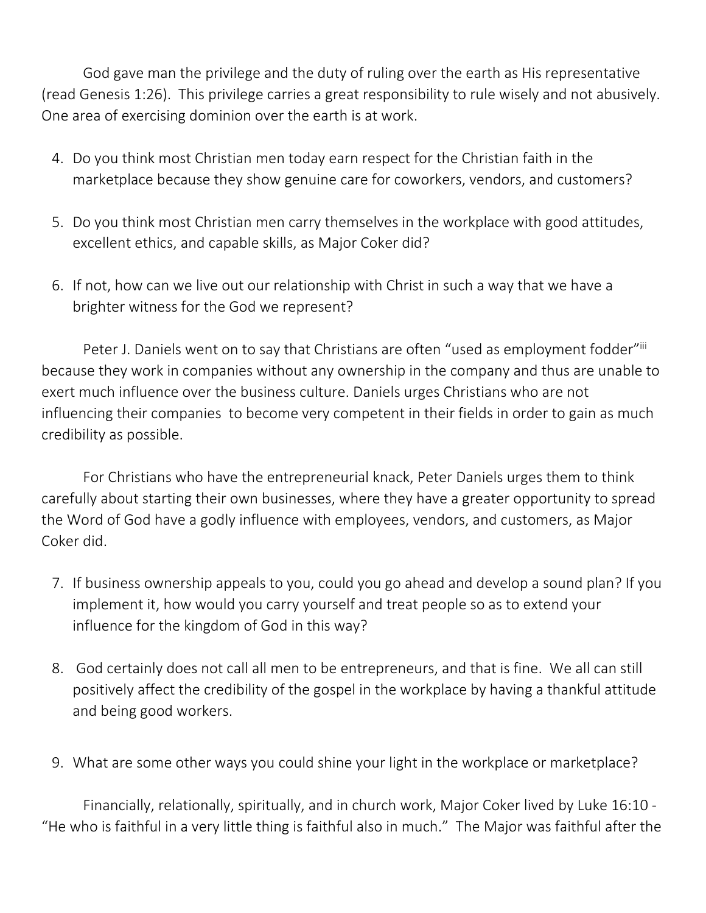God gave man the privilege and the duty of ruling over the earth as His representative (read Genesis 1:26). This privilege carries a great responsibility to rule wisely and not abusively. One area of exercising dominion over the earth is at work.

4. Do you think most Christian men today earn respect for the Christian faith in the marketplace because they show genuine care for coworkers, vendors, and customers?

5. Do you think most Christian men carry themselves in the workplace with good attitudes, excellent ethics, and capable skills, as Major Coker did?

6. If not, how can we live out our relationship with Christ in such a way that we have a brighter witness for the God we represent?

Peter J. Daniels went on to say that Christians are often "used as employment fodder"[iii] because they work in companies without any ownership in the company and thus are unable to exert much influence over the business culture. Daniels urges Christians who are not influencing their companies to become very competent in their fields in order to gain as much credibility as possible.

For Christians who have the entrepreneurial knack, Peter Daniels urges them to think carefully about starting their own businesses, where they have a greater opportunity to spread the Word of God have a godly influence with employees, vendors, and customers, as Major Coker did.

7. If business ownership appeals to you, could you go ahead and develop a sound plan? If you implement it, how would you carry yourself and treat people so as to extend your influence for the kingdom of God in this way?

8. God certainly does not call all men to be entrepreneurs, and that is fine. We all can still positively affect the credibility of the gospel in the workplace by having a thankful attitude and being good workers.

9. What are some other ways you could shine your light in the workplace or marketplace?

Financially, relationally, spiritually, and in church work, Major Coker lived by Luke 16:10 - "He who is faithful in a very little thing is faithful also in much." The Major was faithful after the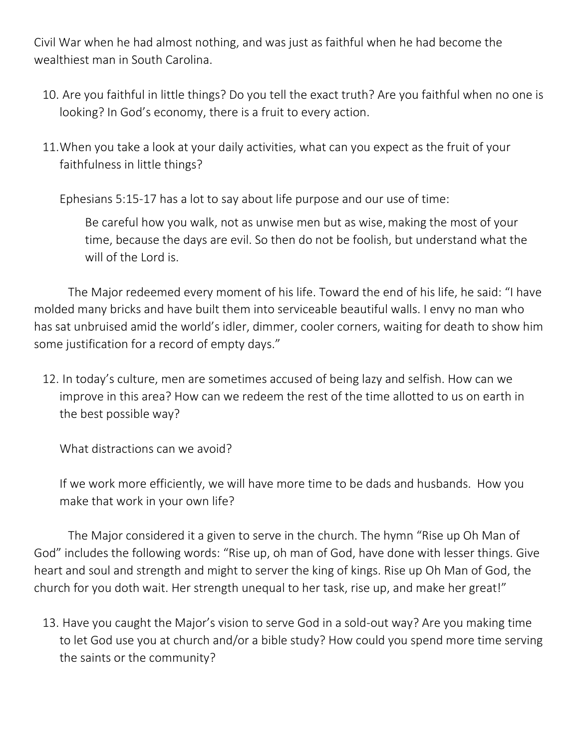Civil War when he had almost nothing, and was just as faithful when he had become the wealthiest man in South Carolina.

10. Are you faithful in little things? Do you tell the exact truth? Are you faithful when no one is looking? In God's economy, there is a fruit to every action.

11. When you take a look at your daily activities, what can you expect as the fruit of your faithfulness in little things?

    Ephesians 5:15-17 has a lot to say about life purpose and our use of time:

    > Be careful how you walk, not as unwise men but as wise, making the most of your time, because the days are evil. So then do not be foolish, but understand what the will of the Lord is.

The Major redeemed every moment of his life. Toward the end of his life, he said: "I have molded many bricks and have built them into serviceable beautiful walls. I envy no man who has sat unbruised amid the world's idler, dimmer, cooler corners, waiting for death to show him some justification for a record of empty days."

12. In today's culture, men are sometimes accused of being lazy and selfish. How can we improve in this area? How can we redeem the rest of the time allotted to us on earth in the best possible way?

    What distractions can we avoid?

    If we work more efficiently, we will have more time to be dads and husbands. How you make that work in your own life?

The Major considered it a given to serve in the church. The hymn "Rise up Oh Man of God" includes the following words: "Rise up, oh man of God, have done with lesser things. Give heart and soul and strength and might to server the king of kings. Rise up Oh Man of God, the church for you doth wait. Her strength unequal to her task, rise up, and make her great!"

13. Have you caught the Major's vision to serve God in a sold-out way? Are you making time to let God use you at church and/or a bible study? How could you spend more time serving the saints or the community?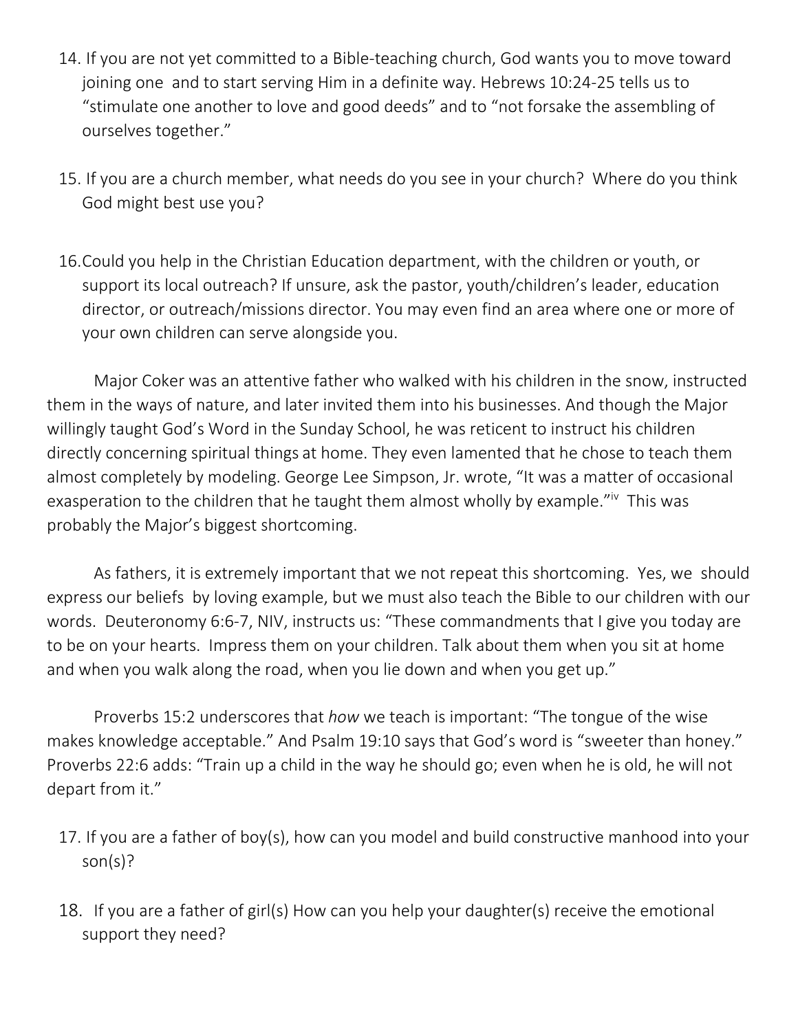14. If you are not yet committed to a Bible-teaching church, God wants you to move toward joining one and to start serving Him in a definite way. Hebrews 10:24-25 tells us to "stimulate one another to love and good deeds" and to "not forsake the assembling of ourselves together."

15. If you are a church member, what needs do you see in your church? Where do you think God might best use you?

16. Could you help in the Christian Education department, with the children or youth, or support its local outreach? If unsure, ask the pastor, youth/children's leader, education director, or outreach/missions director. You may even find an area where one or more of your own children can serve alongside you.

Major Coker was an attentive father who walked with his children in the snow, instructed them in the ways of nature, and later invited them into his businesses. And though the Major willingly taught God's Word in the Sunday School, he was reticent to instruct his children directly concerning spiritual things at home. They even lamented that he chose to teach them almost completely by modeling. George Lee Simpson, Jr. wrote, "It was a matter of occasional exasperation to the children that he taught them almost wholly by example."[iv] This was probably the Major's biggest shortcoming.

As fathers, it is extremely important that we not repeat this shortcoming. Yes, we should express our beliefs by loving example, but we must also teach the Bible to our children with our words. Deuteronomy 6:6-7, NIV, instructs us: "These commandments that I give you today are to be on your hearts. Impress them on your children. Talk about them when you sit at home and when you walk along the road, when you lie down and when you get up."

Proverbs 15:2 underscores that *how* we teach is important: "The tongue of the wise makes knowledge acceptable." And Psalm 19:10 says that God's word is "sweeter than honey." Proverbs 22:6 adds: "Train up a child in the way he should go; even when he is old, he will not depart from it."

17. If you are a father of boy(s), how can you model and build constructive manhood into your son(s)?

18. If you are a father of girl(s) How can you help your daughter(s) receive the emotional support they need?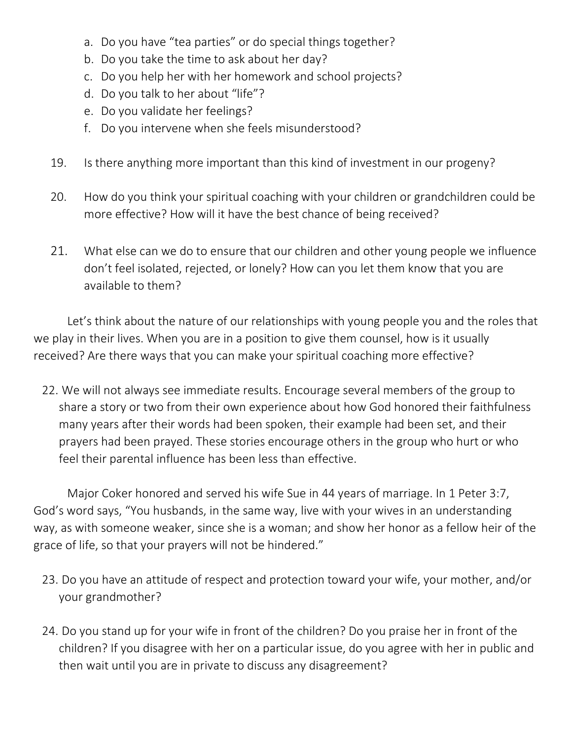a. Do you have "tea parties" or do special things together?
b. Do you take the time to ask about her day?
c. Do you help her with her homework and school projects?
d. Do you talk to her about "life"?
e. Do you validate her feelings?
f. Do you intervene when she feels misunderstood?

19. Is there anything more important than this kind of investment in our progeny?

20. How do you think your spiritual coaching with your children or grandchildren could be more effective? How will it have the best chance of being received?

21. What else can we do to ensure that our children and other young people we influence don't feel isolated, rejected, or lonely? How can you let them know that you are available to them?

Let's think about the nature of our relationships with young people you and the roles that we play in their lives. When you are in a position to give them counsel, how is it usually received? Are there ways that you can make your spiritual coaching more effective?

22. We will not always see immediate results. Encourage several members of the group to share a story or two from their own experience about how God honored their faithfulness many years after their words had been spoken, their example had been set, and their prayers had been prayed. These stories encourage others in the group who hurt or who feel their parental influence has been less than effective.

Major Coker honored and served his wife Sue in 44 years of marriage. In 1 Peter 3:7, God's word says, "You husbands, in the same way, live with your wives in an understanding way, as with someone weaker, since she is a woman; and show her honor as a fellow heir of the grace of life, so that your prayers will not be hindered."

23. Do you have an attitude of respect and protection toward your wife, your mother, and/or your grandmother?

24. Do you stand up for your wife in front of the children? Do you praise her in front of the children? If you disagree with her on a particular issue, do you agree with her in public and then wait until you are in private to discuss any disagreement?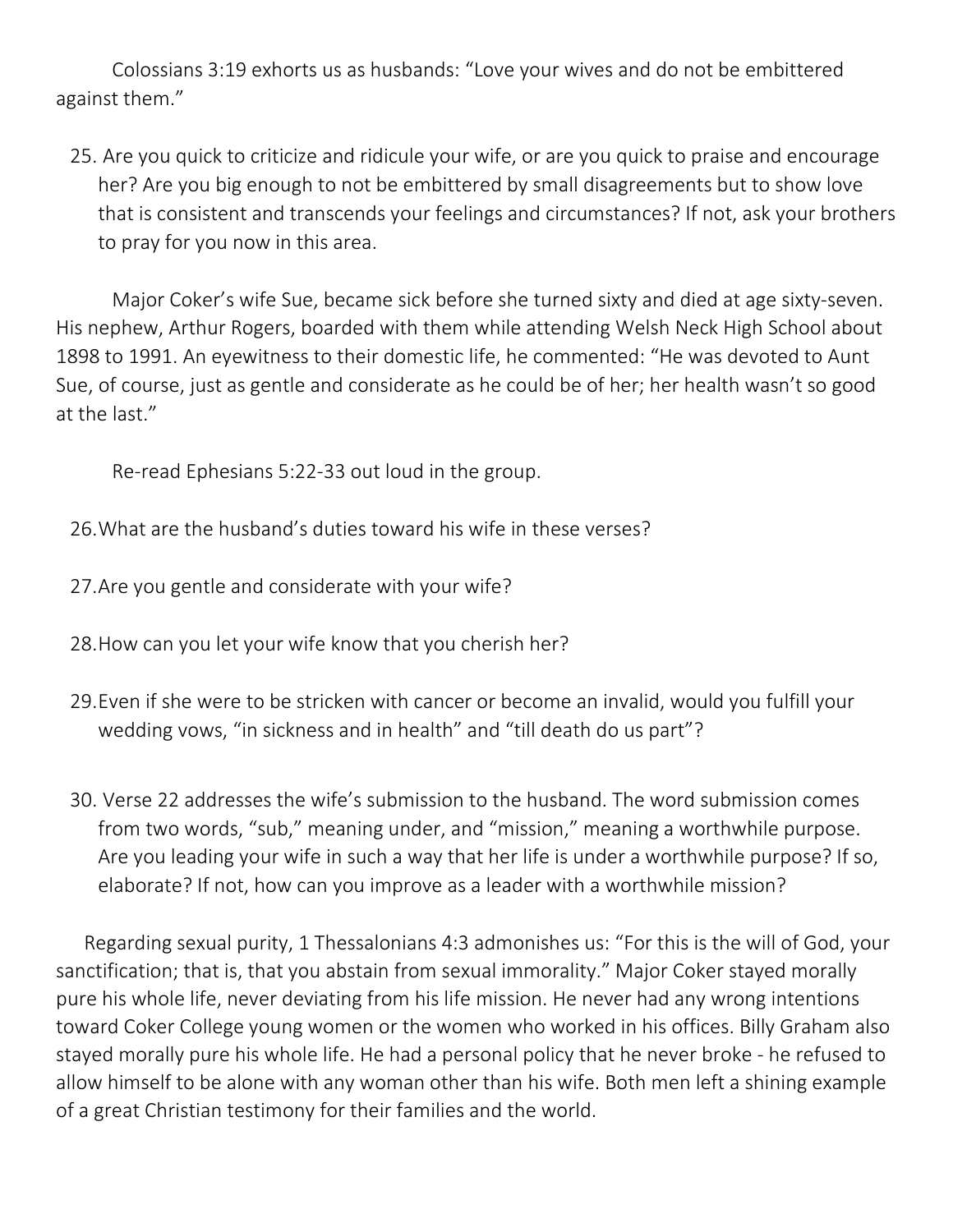Colossians 3:19 exhorts us as husbands: "Love your wives and do not be embittered against them."

25. Are you quick to criticize and ridicule your wife, or are you quick to praise and encourage her? Are you big enough to not be embittered by small disagreements but to show love that is consistent and transcends your feelings and circumstances? If not, ask your brothers to pray for you now in this area.

Major Coker's wife Sue, became sick before she turned sixty and died at age sixty-seven. His nephew, Arthur Rogers, boarded with them while attending Welsh Neck High School about 1898 to 1991. An eyewitness to their domestic life, he commented: "He was devoted to Aunt Sue, of course, just as gentle and considerate as he could be of her; her health wasn't so good at the last."

Re-read Ephesians 5:22-33 out loud in the group.

26. What are the husband's duties toward his wife in these verses?

27. Are you gentle and considerate with your wife?

28. How can you let your wife know that you cherish her?

29. Even if she were to be stricken with cancer or become an invalid, would you fulfill your wedding vows, "in sickness and in health" and "till death do us part"?

30. Verse 22 addresses the wife's submission to the husband. The word submission comes from two words, "sub," meaning under, and "mission," meaning a worthwhile purpose. Are you leading your wife in such a way that her life is under a worthwhile purpose? If so, elaborate? If not, how can you improve as a leader with a worthwhile mission?

Regarding sexual purity, 1 Thessalonians 4:3 admonishes us: "For this is the will of God, your sanctification; that is, that you abstain from sexual immorality." Major Coker stayed morally pure his whole life, never deviating from his life mission. He never had any wrong intentions toward Coker College young women or the women who worked in his offices. Billy Graham also stayed morally pure his whole life. He had a personal policy that he never broke - he refused to allow himself to be alone with any woman other than his wife. Both men left a shining example of a great Christian testimony for their families and the world.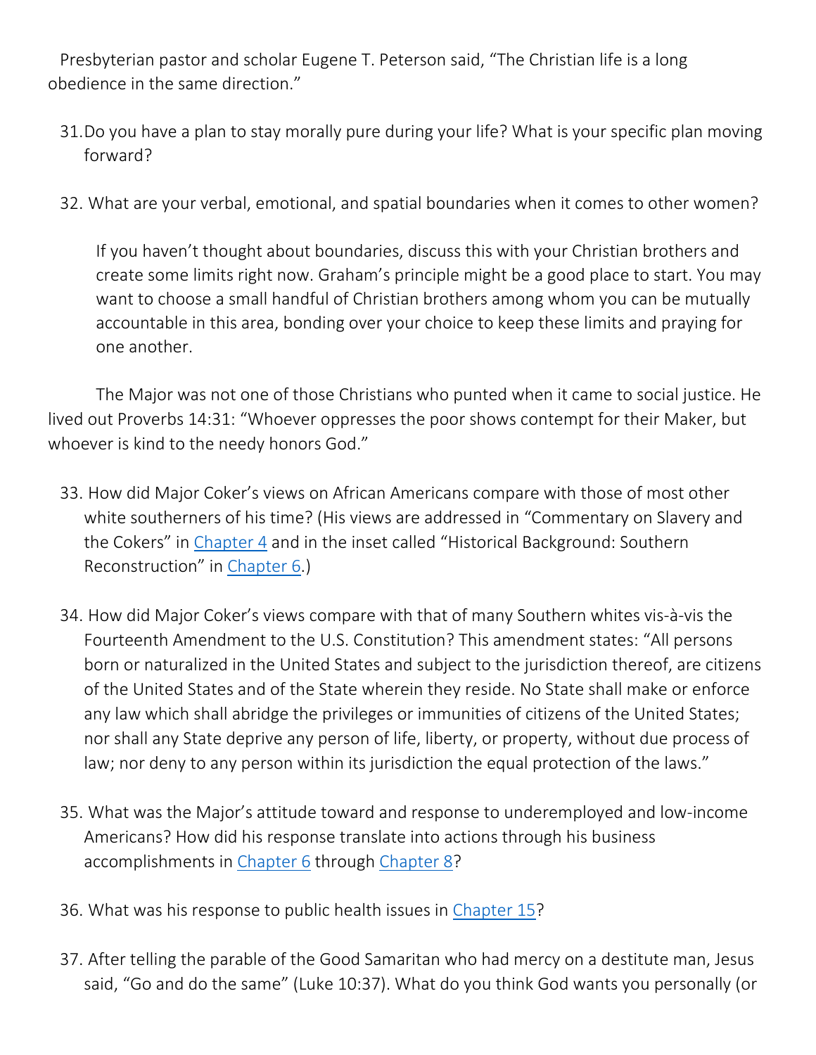Presbyterian pastor and scholar Eugene T. Peterson said, "The Christian life is a long obedience in the same direction."

31. Do you have a plan to stay morally pure during your life? What is your specific plan moving forward?

32. What are your verbal, emotional, and spatial boundaries when it comes to other women?

    If you haven't thought about boundaries, discuss this with your Christian brothers and create some limits right now. Graham's principle might be a good place to start. You may want to choose a small handful of Christian brothers among whom you can be mutually accountable in this area, bonding over your choice to keep these limits and praying for one another.

The Major was not one of those Christians who punted when it came to social justice. He lived out Proverbs 14:31: "Whoever oppresses the poor shows contempt for their Maker, but whoever is kind to the needy honors God."

33. How did Major Coker's views on African Americans compare with those of most other white southerners of his time? (His views are addressed in "Commentary on Slavery and the Cokers" in Chapter 4 and in the inset called "Historical Background: Southern Reconstruction" in Chapter 6.)

34. How did Major Coker's views compare with that of many Southern whites vis-à-vis the Fourteenth Amendment to the U.S. Constitution? This amendment states: "All persons born or naturalized in the United States and subject to the jurisdiction thereof, are citizens of the United States and of the State wherein they reside. No State shall make or enforce any law which shall abridge the privileges or immunities of citizens of the United States; nor shall any State deprive any person of life, liberty, or property, without due process of law; nor deny to any person within its jurisdiction the equal protection of the laws."

35. What was the Major's attitude toward and response to underemployed and low-income Americans? How did his response translate into actions through his business accomplishments in Chapter 6 through Chapter 8?

36. What was his response to public health issues in Chapter 15?

37. After telling the parable of the Good Samaritan who had mercy on a destitute man, Jesus said, "Go and do the same" (Luke 10:37). What do you think God wants you personally (or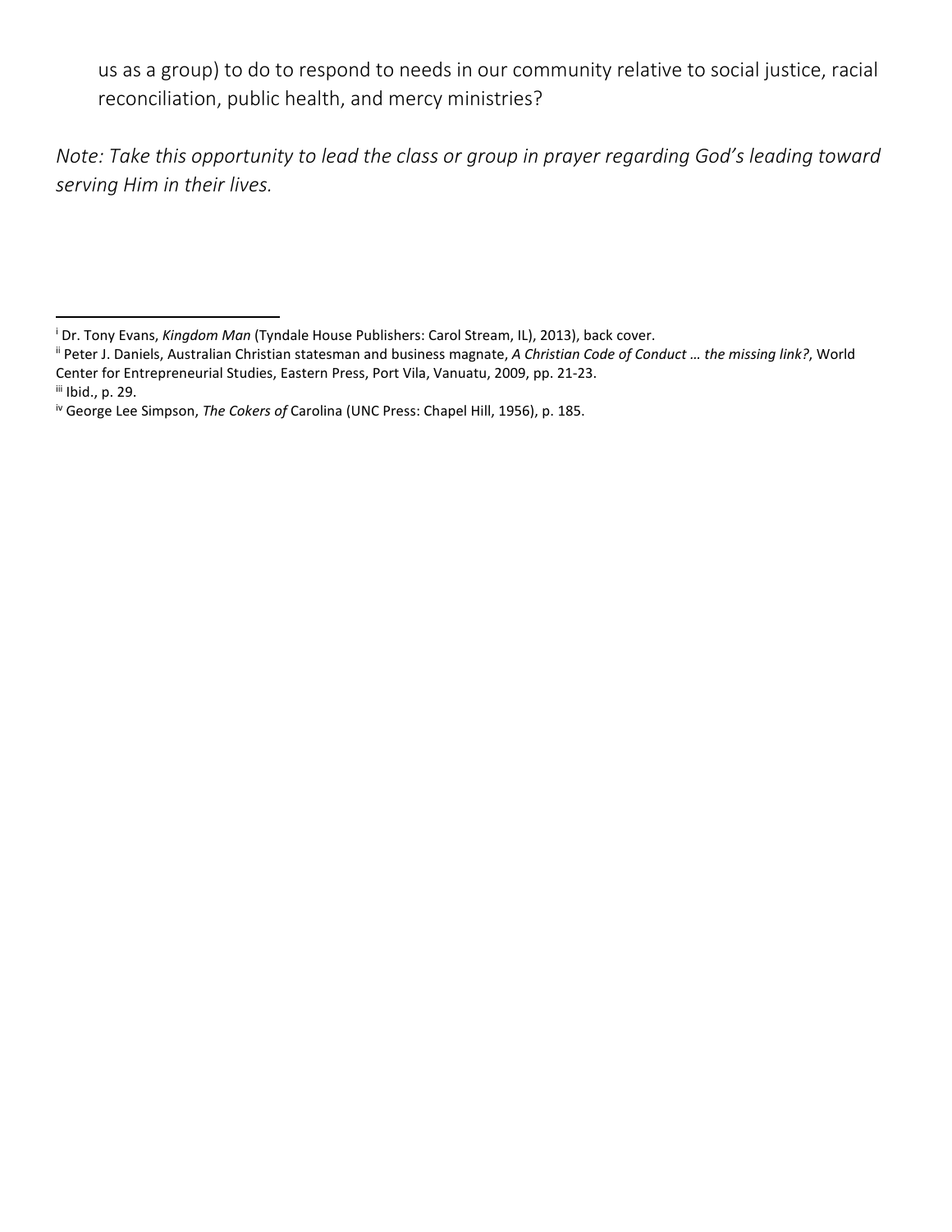us as a group) to do to respond to needs in our community relative to social justice, racial reconciliation, public health, and mercy ministries?

*Note: Take this opportunity to lead the class or group in prayer regarding God's leading toward serving Him in their lives.*

---

[i] Dr. Tony Evans, *Kingdom Man* (Tyndale House Publishers: Carol Stream, IL), 2013), back cover.

[ii] Peter J. Daniels, Australian Christian statesman and business magnate, *A Christian Code of Conduct … the missing link?*, World Center for Entrepreneurial Studies, Eastern Press, Port Vila, Vanuatu, 2009, pp. 21-23.

[iii] Ibid., p. 29.

[iv] George Lee Simpson, *The Cokers of* Carolina (UNC Press: Chapel Hill, 1956), p. 185.